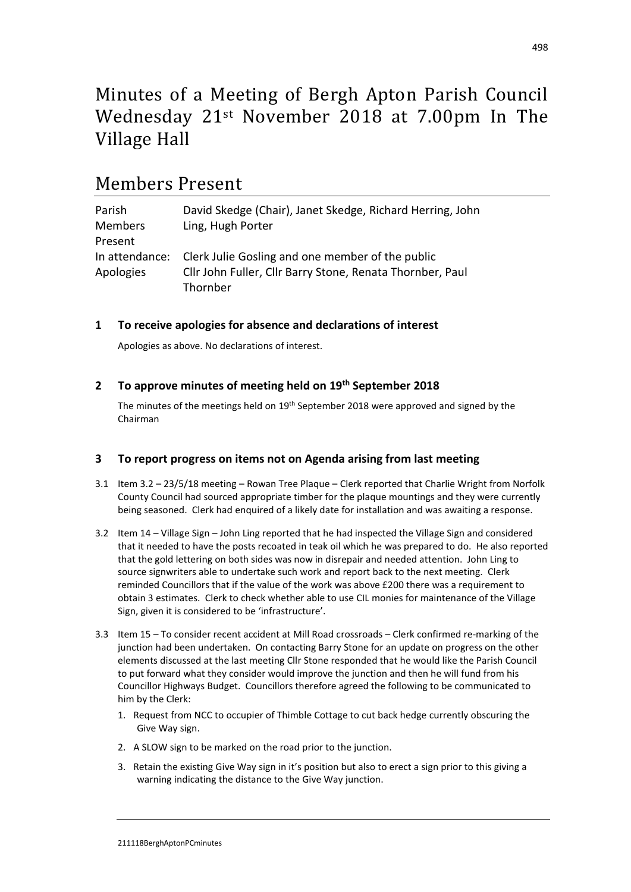# Minutes of a Meeting of Bergh Apton Parish Council Wednesday 21st November 2018 at 7.00pm In The Village Hall

## Members Present

| | |
|---|---|
| Parish Members Present | David Skedge (Chair), Janet Skedge, Richard Herring, John Ling, Hugh Porter |
| In attendance: | Clerk Julie Gosling and one member of the public |
| Apologies | Cllr John Fuller, Cllr Barry Stone, Renata Thornber, Paul Thornber |

### 1 To receive apologies for absence and declarations of interest

Apologies as above. No declarations of interest.

### 2 To approve minutes of meeting held on 19th September 2018

The minutes of the meetings held on 19th September 2018 were approved and signed by the Chairman

### 3 To report progress on items not on Agenda arising from last meeting

3.1 Item 3.2 – 23/5/18 meeting – Rowan Tree Plaque – Clerk reported that Charlie Wright from Norfolk County Council had sourced appropriate timber for the plaque mountings and they were currently being seasoned. Clerk had enquired of a likely date for installation and was awaiting a response.

3.2 Item 14 – Village Sign – John Ling reported that he had inspected the Village Sign and considered that it needed to have the posts recoated in teak oil which he was prepared to do. He also reported that the gold lettering on both sides was now in disrepair and needed attention. John Ling to source signwriters able to undertake such work and report back to the next meeting. Clerk reminded Councillors that if the value of the work was above £200 there was a requirement to obtain 3 estimates. Clerk to check whether able to use CIL monies for maintenance of the Village Sign, given it is considered to be 'infrastructure'.

3.3 Item 15 – To consider recent accident at Mill Road crossroads – Clerk confirmed re-marking of the junction had been undertaken. On contacting Barry Stone for an update on progress on the other elements discussed at the last meeting Cllr Stone responded that he would like the Parish Council to put forward what they consider would improve the junction and then he will fund from his Councillor Highways Budget. Councillors therefore agreed the following to be communicated to him by the Clerk:

1. Request from NCC to occupier of Thimble Cottage to cut back hedge currently obscuring the Give Way sign.
2. A SLOW sign to be marked on the road prior to the junction.
3. Retain the existing Give Way sign in it's position but also to erect a sign prior to this giving a warning indicating the distance to the Give Way junction.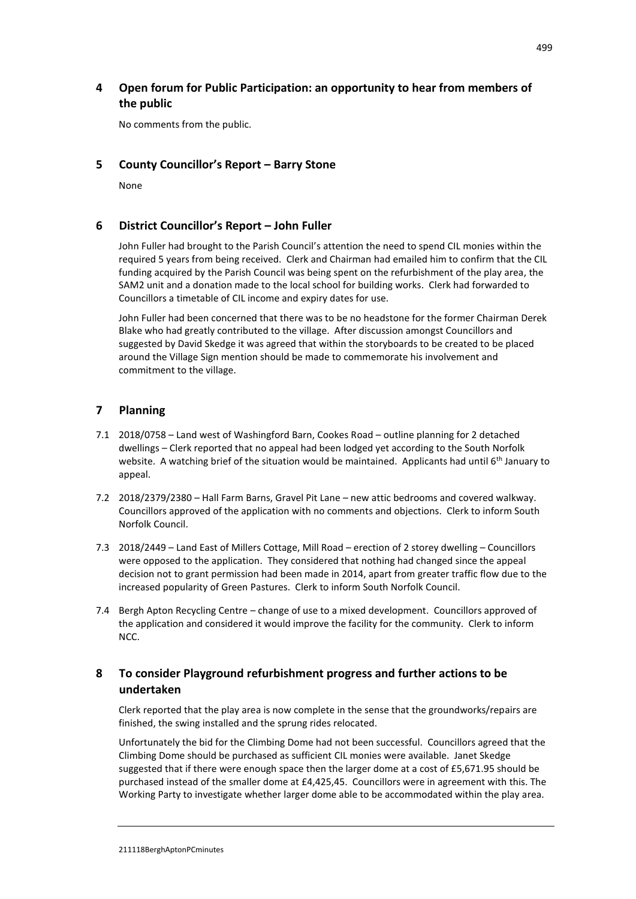## 4 Open forum for Public Participation: an opportunity to hear from members of the public

No comments from the public.

## 5 County Councillor's Report – Barry Stone

None

## 6 District Councillor's Report – John Fuller

John Fuller had brought to the Parish Council's attention the need to spend CIL monies within the required 5 years from being received. Clerk and Chairman had emailed him to confirm that the CIL funding acquired by the Parish Council was being spent on the refurbishment of the play area, the SAM2 unit and a donation made to the local school for building works. Clerk had forwarded to Councillors a timetable of CIL income and expiry dates for use.

John Fuller had been concerned that there was to be no headstone for the former Chairman Derek Blake who had greatly contributed to the village. After discussion amongst Councillors and suggested by David Skedge it was agreed that within the storyboards to be created to be placed around the Village Sign mention should be made to commemorate his involvement and commitment to the village.

## 7 Planning

7.1 2018/0758 – Land west of Washingford Barn, Cookes Road – outline planning for 2 detached dwellings – Clerk reported that no appeal had been lodged yet according to the South Norfolk website. A watching brief of the situation would be maintained. Applicants had until 6th January to appeal.

7.2 2018/2379/2380 – Hall Farm Barns, Gravel Pit Lane – new attic bedrooms and covered walkway. Councillors approved of the application with no comments and objections. Clerk to inform South Norfolk Council.

7.3 2018/2449 – Land East of Millers Cottage, Mill Road – erection of 2 storey dwelling – Councillors were opposed to the application. They considered that nothing had changed since the appeal decision not to grant permission had been made in 2014, apart from greater traffic flow due to the increased popularity of Green Pastures. Clerk to inform South Norfolk Council.

7.4 Bergh Apton Recycling Centre – change of use to a mixed development. Councillors approved of the application and considered it would improve the facility for the community. Clerk to inform NCC.

## 8 To consider Playground refurbishment progress and further actions to be undertaken

Clerk reported that the play area is now complete in the sense that the groundworks/repairs are finished, the swing installed and the sprung rides relocated.

Unfortunately the bid for the Climbing Dome had not been successful. Councillors agreed that the Climbing Dome should be purchased as sufficient CIL monies were available. Janet Skedge suggested that if there were enough space then the larger dome at a cost of £5,671.95 should be purchased instead of the smaller dome at £4,425,45. Councillors were in agreement with this. The Working Party to investigate whether larger dome able to be accommodated within the play area.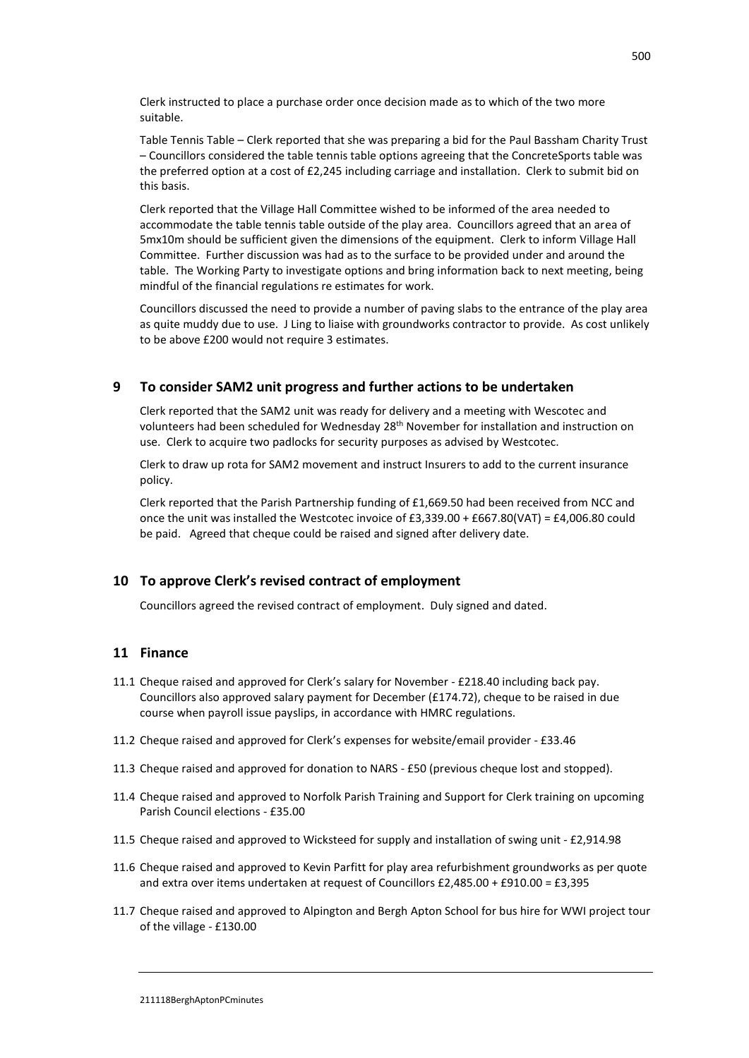Clerk instructed to place a purchase order once decision made as to which of the two more suitable.

Table Tennis Table – Clerk reported that she was preparing a bid for the Paul Bassham Charity Trust – Councillors considered the table tennis table options agreeing that the ConcreteSports table was the preferred option at a cost of £2,245 including carriage and installation. Clerk to submit bid on this basis.

Clerk reported that the Village Hall Committee wished to be informed of the area needed to accommodate the table tennis table outside of the play area. Councillors agreed that an area of 5mx10m should be sufficient given the dimensions of the equipment. Clerk to inform Village Hall Committee. Further discussion was had as to the surface to be provided under and around the table. The Working Party to investigate options and bring information back to next meeting, being mindful of the financial regulations re estimates for work.

Councillors discussed the need to provide a number of paving slabs to the entrance of the play area as quite muddy due to use. J Ling to liaise with groundworks contractor to provide. As cost unlikely to be above £200 would not require 3 estimates.

## 9 To consider SAM2 unit progress and further actions to be undertaken

Clerk reported that the SAM2 unit was ready for delivery and a meeting with Wescotec and volunteers had been scheduled for Wednesday 28th November for installation and instruction on use. Clerk to acquire two padlocks for security purposes as advised by Westcotec.

Clerk to draw up rota for SAM2 movement and instruct Insurers to add to the current insurance policy.

Clerk reported that the Parish Partnership funding of £1,669.50 had been received from NCC and once the unit was installed the Westcotec invoice of £3,339.00 + £667.80(VAT) = £4,006.80 could be paid. Agreed that cheque could be raised and signed after delivery date.

## 10 To approve Clerk's revised contract of employment

Councillors agreed the revised contract of employment. Duly signed and dated.

## 11 Finance

11.1 Cheque raised and approved for Clerk's salary for November - £218.40 including back pay. Councillors also approved salary payment for December (£174.72), cheque to be raised in due course when payroll issue payslips, in accordance with HMRC regulations.

11.2 Cheque raised and approved for Clerk's expenses for website/email provider - £33.46

11.3 Cheque raised and approved for donation to NARS - £50 (previous cheque lost and stopped).

11.4 Cheque raised and approved to Norfolk Parish Training and Support for Clerk training on upcoming Parish Council elections - £35.00

11.5 Cheque raised and approved to Wicksteed for supply and installation of swing unit - £2,914.98

11.6 Cheque raised and approved to Kevin Parfitt for play area refurbishment groundworks as per quote and extra over items undertaken at request of Councillors £2,485.00 + £910.00 = £3,395

11.7 Cheque raised and approved to Alpington and Bergh Apton School for bus hire for WWI project tour of the village - £130.00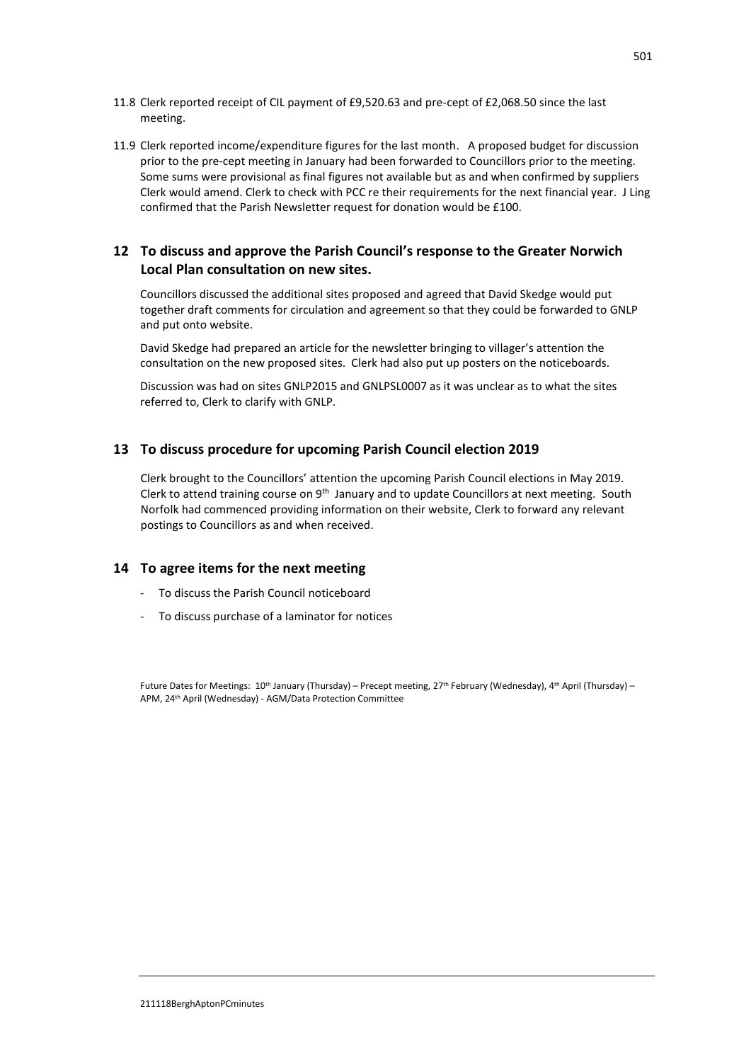11.8 Clerk reported receipt of CIL payment of £9,520.63 and pre-cept of £2,068.50 since the last meeting.

11.9 Clerk reported income/expenditure figures for the last month. A proposed budget for discussion prior to the pre-cept meeting in January had been forwarded to Councillors prior to the meeting. Some sums were provisional as final figures not available but as and when confirmed by suppliers Clerk would amend. Clerk to check with PCC re their requirements for the next financial year. J Ling confirmed that the Parish Newsletter request for donation would be £100.

## 12 To discuss and approve the Parish Council's response to the Greater Norwich Local Plan consultation on new sites.

Councillors discussed the additional sites proposed and agreed that David Skedge would put together draft comments for circulation and agreement so that they could be forwarded to GNLP and put onto website.

David Skedge had prepared an article for the newsletter bringing to villager's attention the consultation on the new proposed sites. Clerk had also put up posters on the noticeboards.

Discussion was had on sites GNLP2015 and GNLPSL0007 as it was unclear as to what the sites referred to, Clerk to clarify with GNLP.

## 13 To discuss procedure for upcoming Parish Council election 2019

Clerk brought to the Councillors' attention the upcoming Parish Council elections in May 2019. Clerk to attend training course on 9th January and to update Councillors at next meeting. South Norfolk had commenced providing information on their website, Clerk to forward any relevant postings to Councillors as and when received.

## 14 To agree items for the next meeting

- To discuss the Parish Council noticeboard
- To discuss purchase of a laminator for notices

Future Dates for Meetings: 10th January (Thursday) – Precept meeting, 27th February (Wednesday), 4th April (Thursday) – APM, 24th April (Wednesday) - AGM/Data Protection Committee